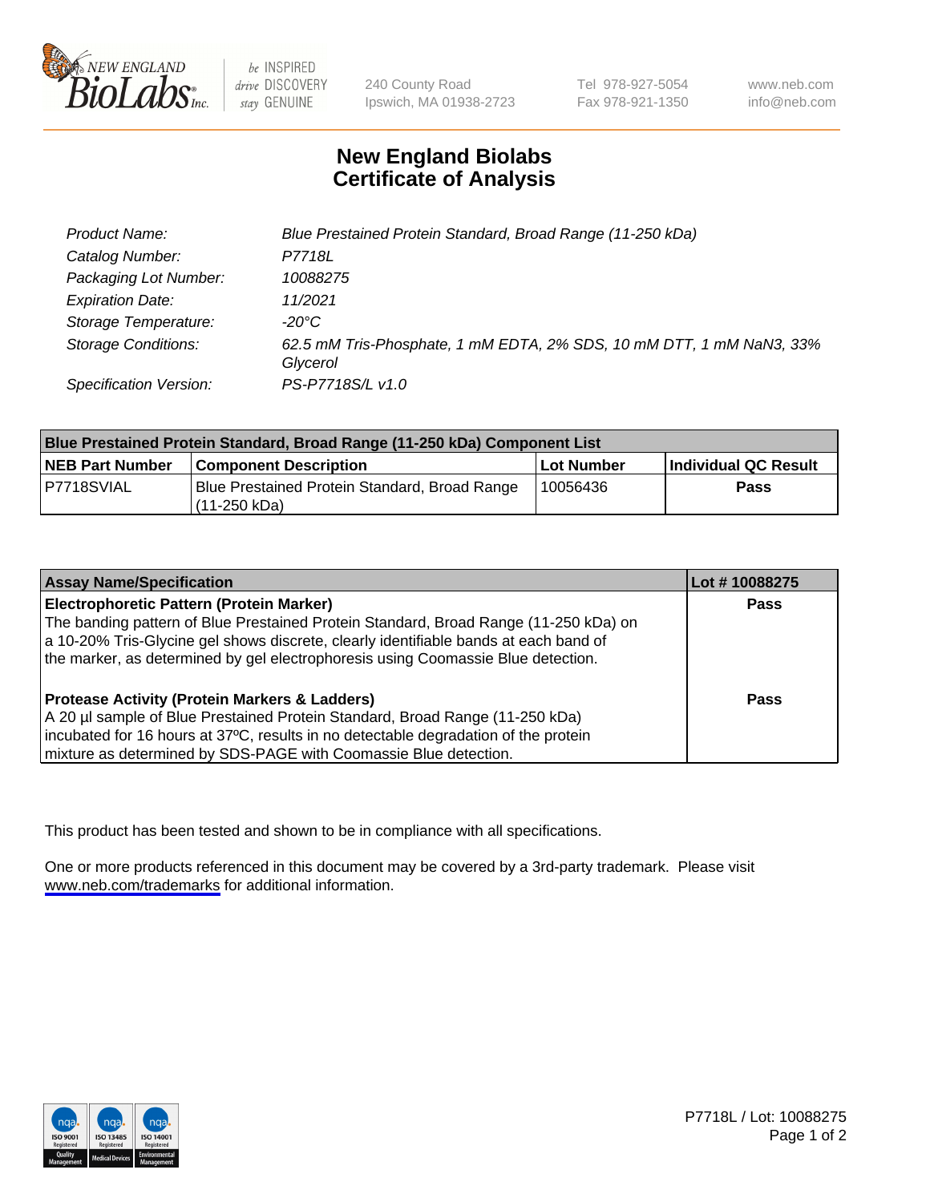New England BioLabs Inc. — be INSPIRED drive DISCOVERY stay GENUINE

240 County Road
Ipswich, MA 01938-2723

Tel 978-927-5054
Fax 978-921-1350

www.neb.com
info@neb.com

# New England Biolabs
# Certificate of Analysis

| | |
|---|---|
| Product Name: | *Blue Prestained Protein Standard, Broad Range (11-250 kDa)* |
| Catalog Number: | *P7718L* |
| Packaging Lot Number: | *10088275* |
| Expiration Date: | *11/2021* |
| Storage Temperature: | *-20°C* |
| Storage Conditions: | *62.5 mM Tris-Phosphate, 1 mM EDTA, 2% SDS, 10 mM DTT, 1 mM NaN3, 33% Glycerol* |
| Specification Version: | *PS-P7718S/L v1.0* |

| Blue Prestained Protein Standard, Broad Range (11-250 kDa) Component List | | | |
|---|---|---|---|
| **NEB Part Number** | **Component Description** | **Lot Number** | **Individual QC Result** |
| P7718SVIAL | Blue Prestained Protein Standard, Broad Range (11-250 kDa) | 10056436 | **Pass** |

| Assay Name/Specification | Lot # 10088275 |
|---|---|
| **Electrophoretic Pattern (Protein Marker)**<br>The banding pattern of Blue Prestained Protein Standard, Broad Range (11-250 kDa) on a 10-20% Tris-Glycine gel shows discrete, clearly identifiable bands at each band of the marker, as determined by gel electrophoresis using Coomassie Blue detection. | **Pass** |
| **Protease Activity (Protein Markers & Ladders)**<br>A 20 µl sample of Blue Prestained Protein Standard, Broad Range (11-250 kDa) incubated for 16 hours at 37ºC, results in no detectable degradation of the protein mixture as determined by SDS-PAGE with Coomassie Blue detection. | **Pass** |

This product has been tested and shown to be in compliance with all specifications.

One or more products referenced in this document may be covered by a 3rd-party trademark. Please visit www.neb.com/trademarks for additional information.

P7718L / Lot: 10088275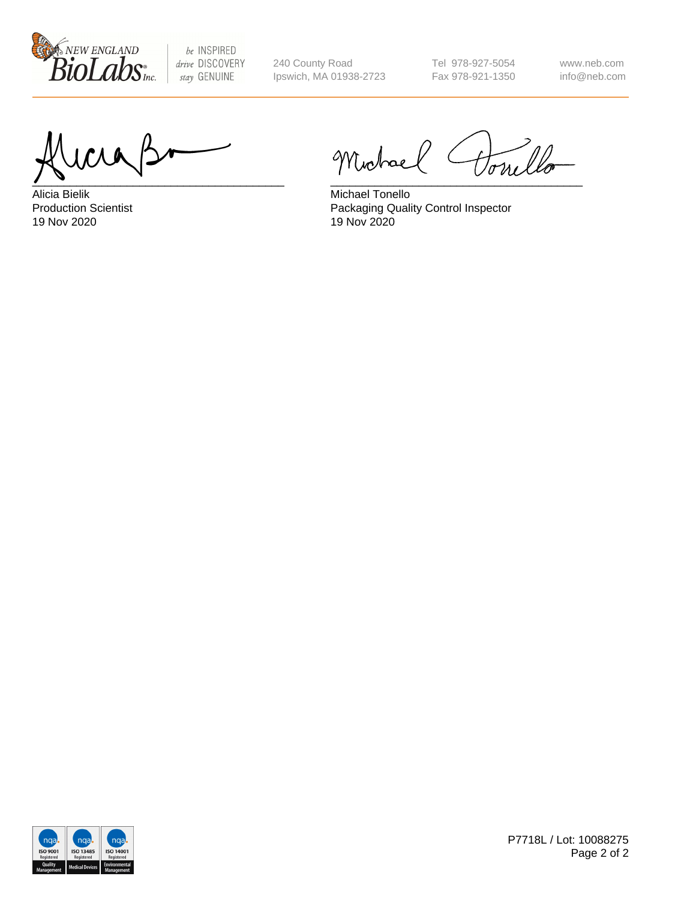240 County Road
Ipswich, MA 01938-2723

Tel 978-927-5054
Fax 978-921-1350

www.neb.com
info@neb.com

Alicia Bielik
Production Scientist
19 Nov 2020

Michael Tonello
Packaging Quality Control Inspector
19 Nov 2020

P7718L / Lot: 10088275